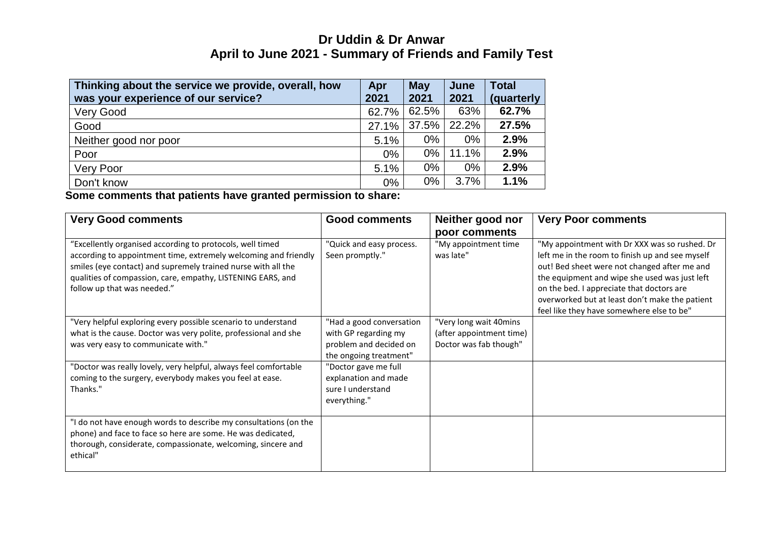# Dr Uddin & Dr Anwar

## April to June 2021 - Summary of Friends and Family Test

| Thinking about the service we provide, overall, how was your experience of our service? | Apr 2021 | May 2021 | June 2021 | Total (quarterly |
|---|---|---|---|---|
| Very Good | 62.7% | 62.5% | 63% | **62.7%** |
| Good | 27.1% | 37.5% | 22.2% | **27.5%** |
| Neither good nor poor | 5.1% | 0% | 0% | **2.9%** |
| Poor | 0% | 0% | 11.1% | **2.9%** |
| Very Poor | 5.1% | 0% | 0% | **2.9%** |
| Don't know | 0% | 0% | 3.7% | **1.1%** |

**Some comments that patients have granted permission to share:**

| Very Good comments | Good comments | Neither good nor poor comments | Very Poor comments |
|---|---|---|---|
| "Excellently organised according to protocols, well timed according to appointment time, extremely welcoming and friendly smiles (eye contact) and supremely trained nurse with all the qualities of compassion, care, empathy, LISTENING EARS, and follow up that was needed." | "Quick and easy process. Seen promptly." | "My appointment time was late" | "My appointment with Dr XXX was so rushed. Dr left me in the room to finish up and see myself out! Bed sheet were not changed after me and the equipment and wipe she used was just left on the bed. I appreciate that doctors are overworked but at least don't make the patient feel like they have somewhere else to be" |
| "Very helpful exploring every possible scenario to understand what is the cause. Doctor was very polite, professional and she was very easy to communicate with." | "Had a good conversation with GP regarding my problem and decided on the ongoing treatment" | "Very long wait 40mins (after appointment time) Doctor was fab though" | |
| "Doctor was really lovely, very helpful, always feel comfortable coming to the surgery, everybody makes you feel at ease. Thanks." | "Doctor gave me full explanation and made sure I understand everything." | | |
| "I do not have enough words to describe my consultations (on the phone) and face to face so here are some. He was dedicated, thorough, considerate, compassionate, welcoming, sincere and ethical" | | | |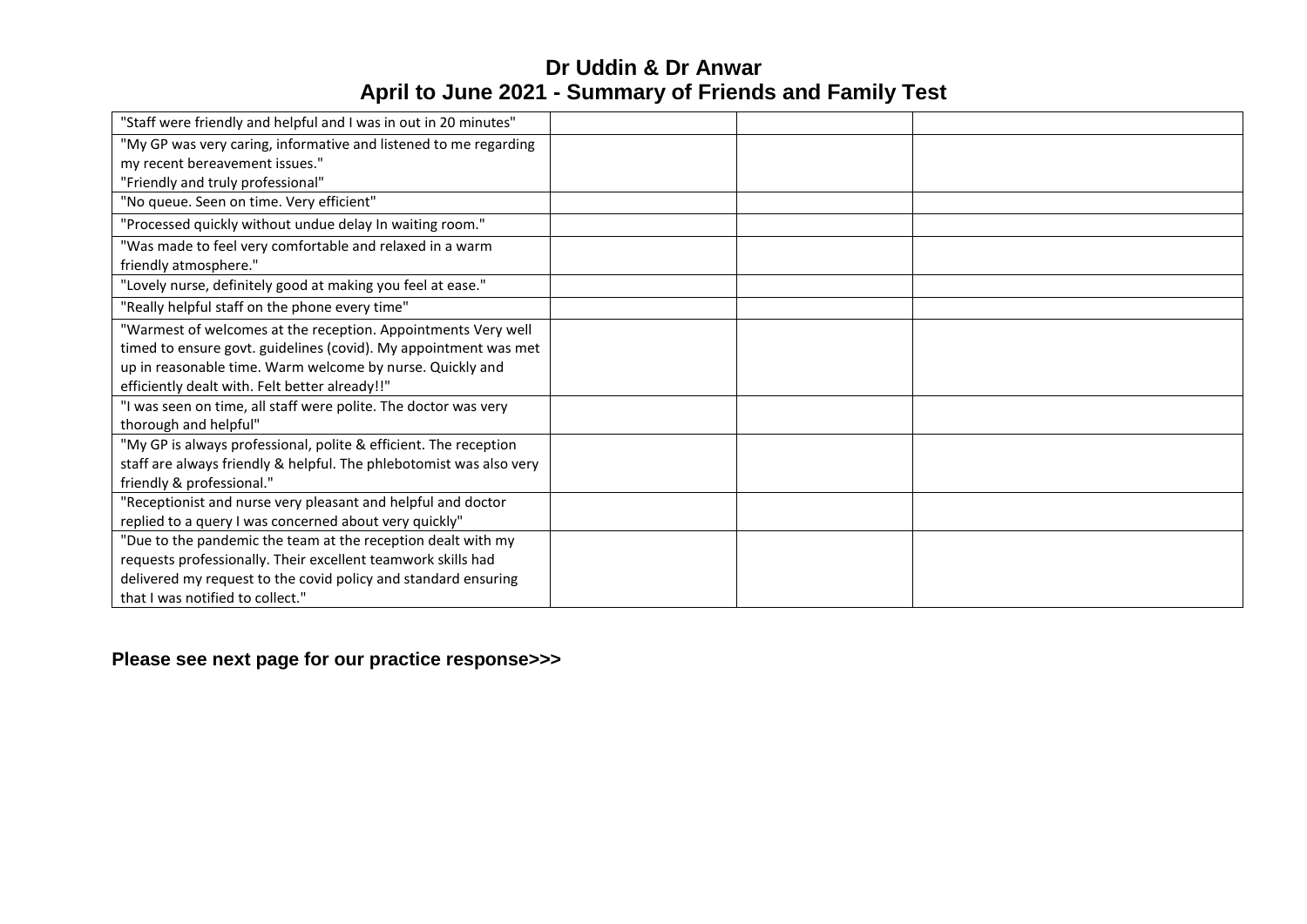# Dr Uddin & Dr Anwar
## April to June 2021 - Summary of Friends and Family Test

| | | | |
|---|---|---|---|
| "Staff were friendly and helpful and I was in out in 20 minutes" | | | |
| "My GP was very caring, informative and listened to me regarding my recent bereavement issues."<br>"Friendly and truly professional" | | | |
| "No queue. Seen on time. Very efficient" | | | |
| "Processed quickly without undue delay In waiting room." | | | |
| "Was made to feel very comfortable and relaxed in a warm friendly atmosphere." | | | |
| "Lovely nurse, definitely good at making you feel at ease." | | | |
| "Really helpful staff on the phone every time" | | | |
| "Warmest of welcomes at the reception. Appointments Very well timed to ensure govt. guidelines (covid). My appointment was met up in reasonable time. Warm welcome by nurse. Quickly and efficiently dealt with. Felt better already!!" | | | |
| "I was seen on time, all staff were polite. The doctor was very thorough and helpful" | | | |
| "My GP is always professional, polite & efficient. The reception staff are always friendly & helpful. The phlebotomist was also very friendly & professional." | | | |
| "Receptionist and nurse very pleasant and helpful and doctor replied to a query I was concerned about very quickly" | | | |
| "Due to the pandemic the team at the reception dealt with my requests professionally. Their excellent teamwork skills had delivered my request to the covid policy and standard ensuring that I was notified to collect." | | | |

**Please see next page for our practice response>>>**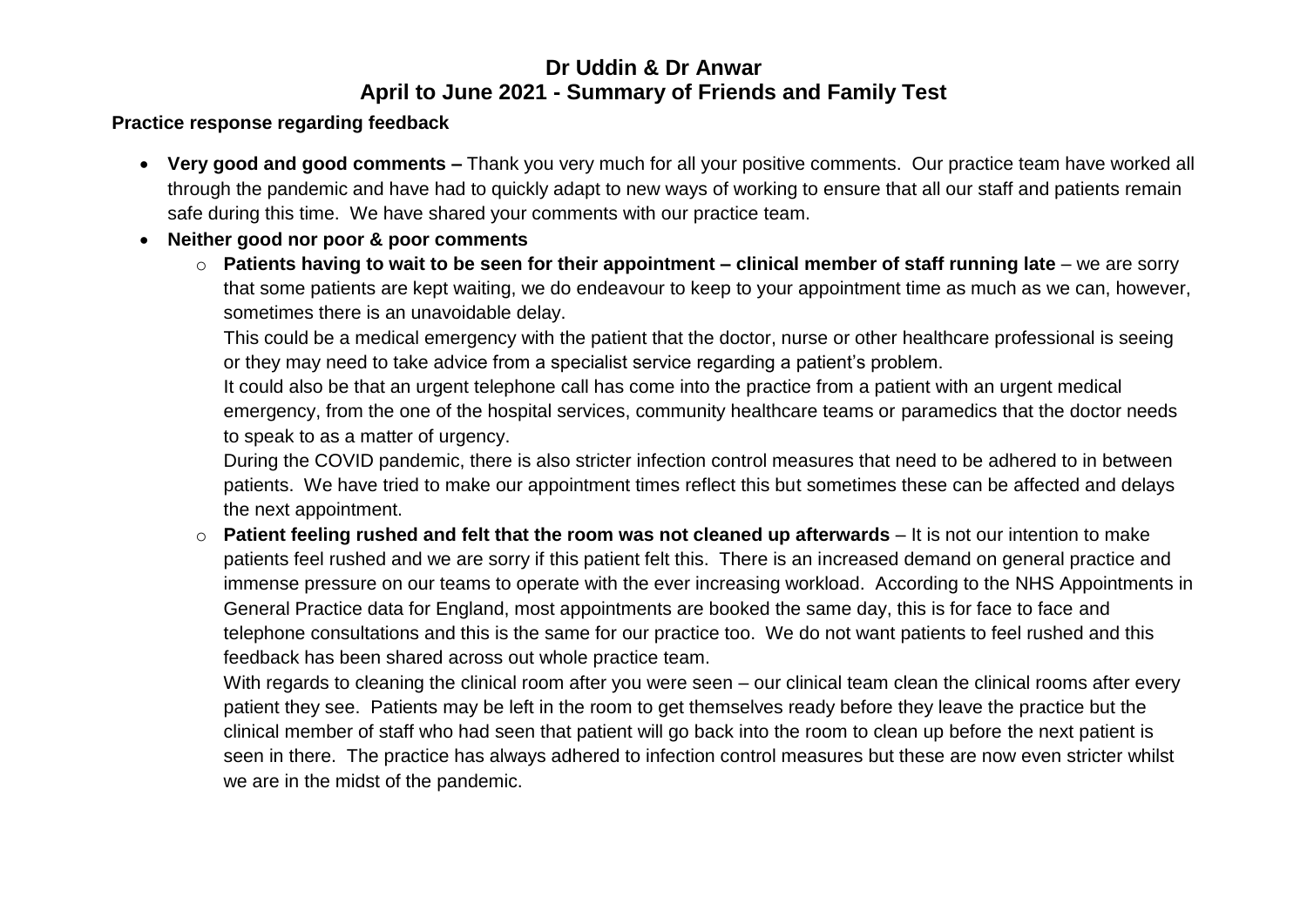# Dr Uddin & Dr Anwar
## April to June 2021 - Summary of Friends and Family Test

**Practice response regarding feedback**

- **Very good and good comments –** Thank you very much for all your positive comments. Our practice team have worked all through the pandemic and have had to quickly adapt to new ways of working to ensure that all our staff and patients remain safe during this time. We have shared your comments with our practice team.
- **Neither good nor poor & poor comments**
  - **Patients having to wait to be seen for their appointment – clinical member of staff running late** – we are sorry that some patients are kept waiting, we do endeavour to keep to your appointment time as much as we can, however, sometimes there is an unavoidable delay.

    This could be a medical emergency with the patient that the doctor, nurse or other healthcare professional is seeing or they may need to take advice from a specialist service regarding a patient's problem.

    It could also be that an urgent telephone call has come into the practice from a patient with an urgent medical emergency, from the one of the hospital services, community healthcare teams or paramedics that the doctor needs to speak to as a matter of urgency.

    During the COVID pandemic, there is also stricter infection control measures that need to be adhered to in between patients. We have tried to make our appointment times reflect this but sometimes these can be affected and delays the next appointment.
  - **Patient feeling rushed and felt that the room was not cleaned up afterwards** – It is not our intention to make patients feel rushed and we are sorry if this patient felt this. There is an increased demand on general practice and immense pressure on our teams to operate with the ever increasing workload. According to the NHS Appointments in General Practice data for England, most appointments are booked the same day, this is for face to face and telephone consultations and this is the same for our practice too. We do not want patients to feel rushed and this feedback has been shared across out whole practice team.

    With regards to cleaning the clinical room after you were seen – our clinical team clean the clinical rooms after every patient they see. Patients may be left in the room to get themselves ready before they leave the practice but the clinical member of staff who had seen that patient will go back into the room to clean up before the next patient is seen in there. The practice has always adhered to infection control measures but these are now even stricter whilst we are in the midst of the pandemic.